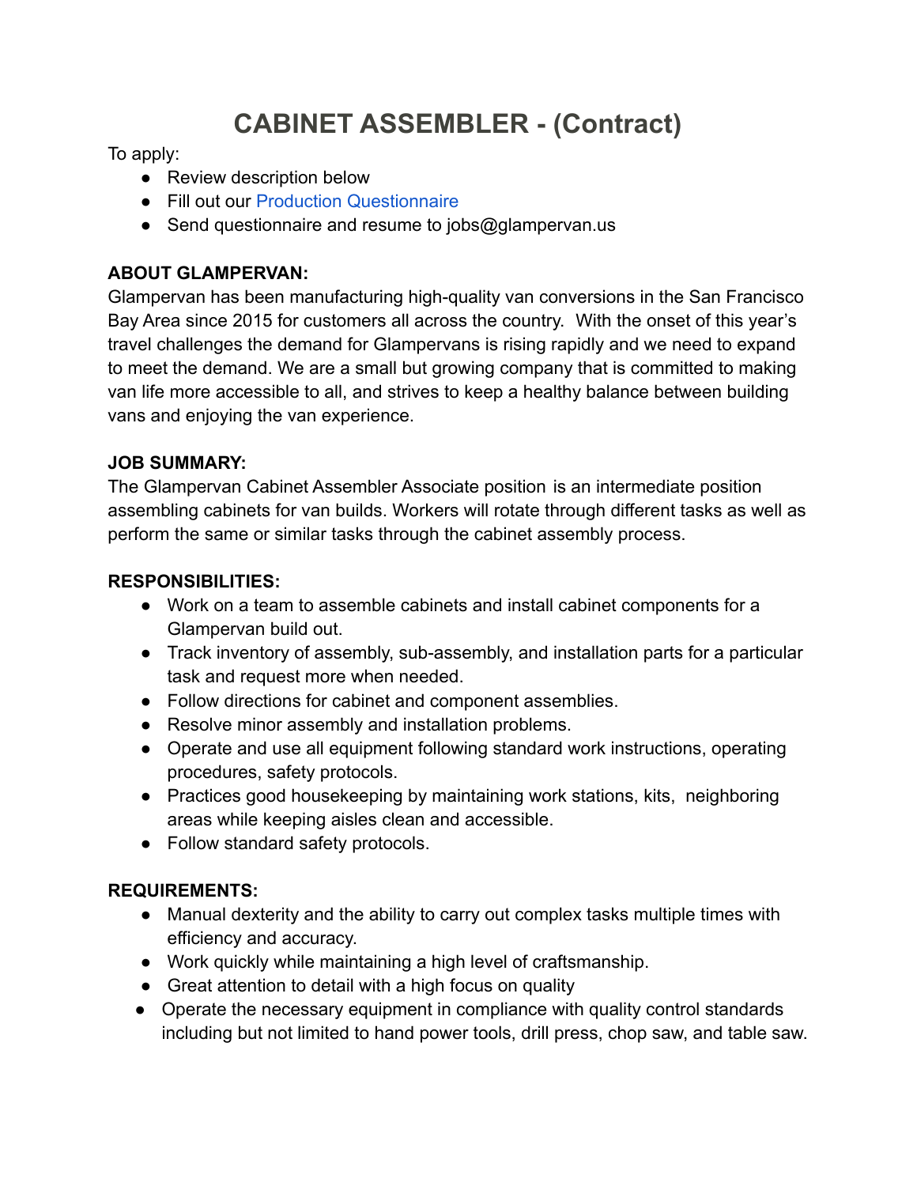# CABINET ASSEMBLER - (Contract)

To apply:

- Review description below
- Fill out our Production Questionnaire
- Send questionnaire and resume to jobs@glampervan.us

**ABOUT GLAMPERVAN:**

Glampervan has been manufacturing high-quality van conversions in the San Francisco Bay Area since 2015 for customers all across the country. With the onset of this year's travel challenges the demand for Glampervans is rising rapidly and we need to expand to meet the demand. We are a small but growing company that is committed to making van life more accessible to all, and strives to keep a healthy balance between building vans and enjoying the van experience.

**JOB SUMMARY:**

The Glampervan Cabinet Assembler Associate position is an intermediate position assembling cabinets for van builds. Workers will rotate through different tasks as well as perform the same or similar tasks through the cabinet assembly process.

**RESPONSIBILITIES:**

- Work on a team to assemble cabinets and install cabinet components for a Glampervan build out.
- Track inventory of assembly, sub-assembly, and installation parts for a particular task and request more when needed.
- Follow directions for cabinet and component assemblies.
- Resolve minor assembly and installation problems.
- Operate and use all equipment following standard work instructions, operating procedures, safety protocols.
- Practices good housekeeping by maintaining work stations, kits, neighboring areas while keeping aisles clean and accessible.
- Follow standard safety protocols.

**REQUIREMENTS:**

- Manual dexterity and the ability to carry out complex tasks multiple times with efficiency and accuracy.
- Work quickly while maintaining a high level of craftsmanship.
- Great attention to detail with a high focus on quality
- Operate the necessary equipment in compliance with quality control standards including but not limited to hand power tools, drill press, chop saw, and table saw.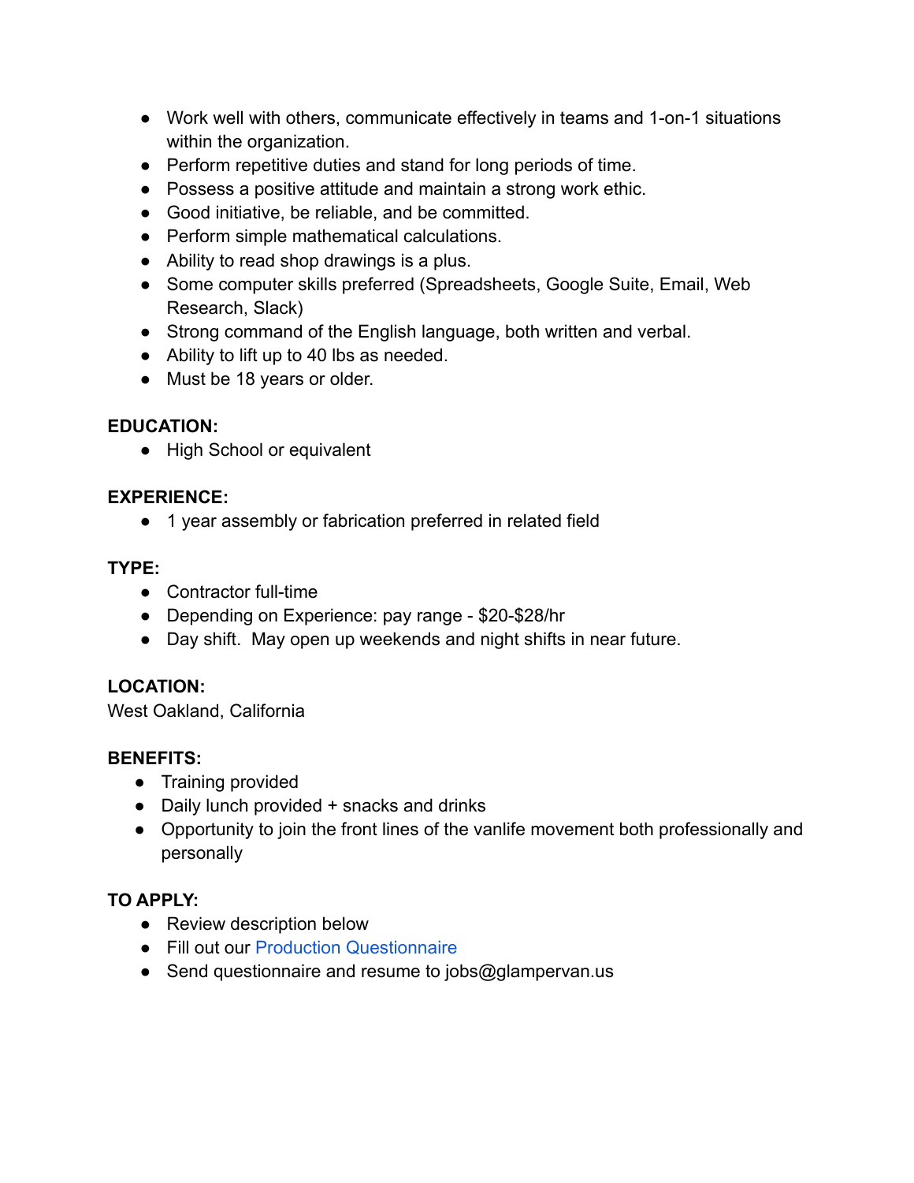- Work well with others, communicate effectively in teams and 1-on-1 situations within the organization.
- Perform repetitive duties and stand for long periods of time.
- Possess a positive attitude and maintain a strong work ethic.
- Good initiative, be reliable, and be committed.
- Perform simple mathematical calculations.
- Ability to read shop drawings is a plus.
- Some computer skills preferred (Spreadsheets, Google Suite, Email, Web Research, Slack)
- Strong command of the English language, both written and verbal.
- Ability to lift up to 40 lbs as needed.
- Must be 18 years or older.

**EDUCATION:**

- High School or equivalent

**EXPERIENCE:**

- 1 year assembly or fabrication preferred in related field

**TYPE:**

- Contractor full-time
- Depending on Experience: pay range - $20-$28/hr
- Day shift. May open up weekends and night shifts in near future.

**LOCATION:**

West Oakland, California

**BENEFITS:**

- Training provided
- Daily lunch provided + snacks and drinks
- Opportunity to join the front lines of the vanlife movement both professionally and personally

**TO APPLY:**

- Review description below
- Fill out our Production Questionnaire
- Send questionnaire and resume to jobs@glampervan.us